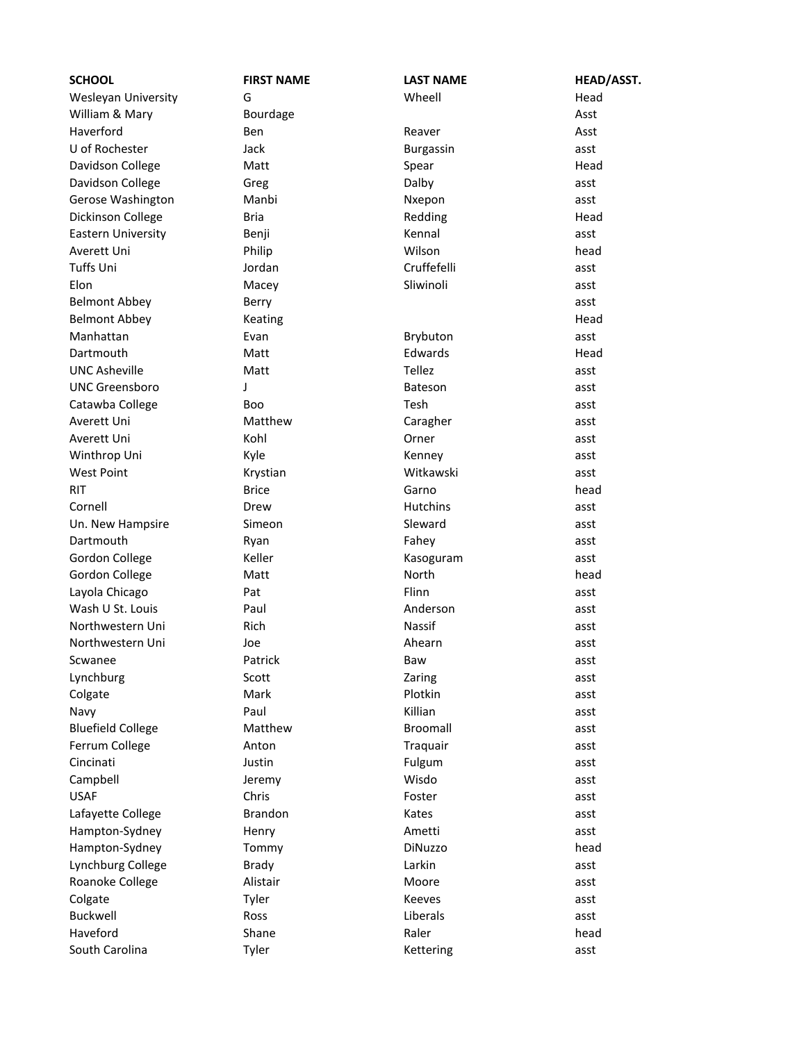| SCHOOL | FIRST NAME | LAST NAME | HEAD/ASST. |
|---|---|---|---|
| Wesleyan University | G | Wheell | Head |
| William & Mary | Bourdage | | Asst |
| Haverford | Ben | Reaver | Asst |
| U of Rochester | Jack | Burgassin | asst |
| Davidson College | Matt | Spear | Head |
| Davidson College | Greg | Dalby | asst |
| Gerose Washington | Manbi | Nxepon | asst |
| Dickinson College | Bria | Redding | Head |
| Eastern University | Benji | Kennal | asst |
| Averett Uni | Philip | Wilson | head |
| Tuffs Uni | Jordan | Cruffefelli | asst |
| Elon | Macey | Sliwinoli | asst |
| Belmont Abbey | Berry | | asst |
| Belmont Abbey | Keating | | Head |
| Manhattan | Evan | Brybuton | asst |
| Dartmouth | Matt | Edwards | Head |
| UNC Asheville | Matt | Tellez | asst |
| UNC Greensboro | J | Bateson | asst |
| Catawba College | Boo | Tesh | asst |
| Averett Uni | Matthew | Caragher | asst |
| Averett Uni | Kohl | Orner | asst |
| Winthrop Uni | Kyle | Kenney | asst |
| West Point | Krystian | Witkawski | asst |
| RIT | Brice | Garno | head |
| Cornell | Drew | Hutchins | asst |
| Un. New Hampsire | Simeon | Sleward | asst |
| Dartmouth | Ryan | Fahey | asst |
| Gordon College | Keller | Kasoguram | asst |
| Gordon College | Matt | North | head |
| Layola Chicago | Pat | Flinn | asst |
| Wash U St. Louis | Paul | Anderson | asst |
| Northwestern Uni | Rich | Nassif | asst |
| Northwestern Uni | Joe | Ahearn | asst |
| Scwanee | Patrick | Baw | asst |
| Lynchburg | Scott | Zaring | asst |
| Colgate | Mark | Plotkin | asst |
| Navy | Paul | Killian | asst |
| Bluefield College | Matthew | Broomall | asst |
| Ferrum College | Anton | Traquair | asst |
| Cincinati | Justin | Fulgum | asst |
| Campbell | Jeremy | Wisdo | asst |
| USAF | Chris | Foster | asst |
| Lafayette College | Brandon | Kates | asst |
| Hampton-Sydney | Henry | Ametti | asst |
| Hampton-Sydney | Tommy | DiNuzzo | head |
| Lynchburg College | Brady | Larkin | asst |
| Roanoke College | Alistair | Moore | asst |
| Colgate | Tyler | Keeves | asst |
| Buckwell | Ross | Liberals | asst |
| Haveford | Shane | Raler | head |
| South Carolina | Tyler | Kettering | asst |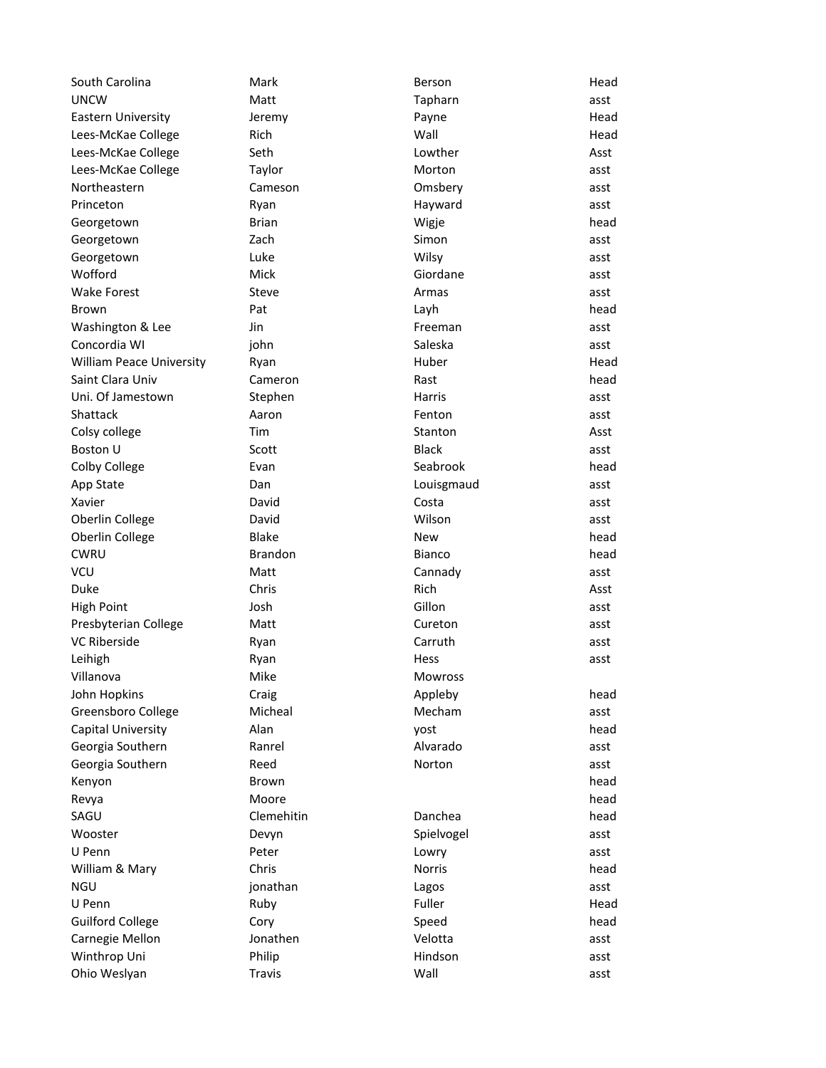| | | | |
|---|---|---|---|
| South Carolina | Mark | Berson | Head |
| UNCW | Matt | Tapharn | asst |
| Eastern University | Jeremy | Payne | Head |
| Lees-McKae College | Rich | Wall | Head |
| Lees-McKae College | Seth | Lowther | Asst |
| Lees-McKae College | Taylor | Morton | asst |
| Northeastern | Cameson | Omsbery | asst |
| Princeton | Ryan | Hayward | asst |
| Georgetown | Brian | Wigje | head |
| Georgetown | Zach | Simon | asst |
| Georgetown | Luke | Wilsy | asst |
| Wofford | Mick | Giordane | asst |
| Wake Forest | Steve | Armas | asst |
| Brown | Pat | Layh | head |
| Washington & Lee | Jin | Freeman | asst |
| Concordia WI | john | Saleska | asst |
| William Peace University | Ryan | Huber | Head |
| Saint Clara Univ | Cameron | Rast | head |
| Uni. Of Jamestown | Stephen | Harris | asst |
| Shattack | Aaron | Fenton | asst |
| Colsy college | Tim | Stanton | Asst |
| Boston U | Scott | Black | asst |
| Colby College | Evan | Seabrook | head |
| App State | Dan | Louisgmaud | asst |
| Xavier | David | Costa | asst |
| Oberlin College | David | Wilson | asst |
| Oberlin College | Blake | New | head |
| CWRU | Brandon | Bianco | head |
| VCU | Matt | Cannady | asst |
| Duke | Chris | Rich | Asst |
| High Point | Josh | Gillon | asst |
| Presbyterian College | Matt | Cureton | asst |
| VC Riberside | Ryan | Carruth | asst |
| Leihigh | Ryan | Hess | asst |
| Villanova | Mike | Mowross | |
| John Hopkins | Craig | Appleby | head |
| Greensboro College | Micheal | Mecham | asst |
| Capital University | Alan | yost | head |
| Georgia Southern | Ranrel | Alvarado | asst |
| Georgia Southern | Reed | Norton | asst |
| Kenyon | Brown | | head |
| Revya | Moore | | head |
| SAGU | Clemehitin | Danchea | head |
| Wooster | Devyn | Spielvogel | asst |
| U Penn | Peter | Lowry | asst |
| William & Mary | Chris | Norris | head |
| NGU | jonathan | Lagos | asst |
| U Penn | Ruby | Fuller | Head |
| Guilford College | Cory | Speed | head |
| Carnegie Mellon | Jonathen | Velotta | asst |
| Winthrop Uni | Philip | Hindson | asst |
| Ohio Weslyan | Travis | Wall | asst |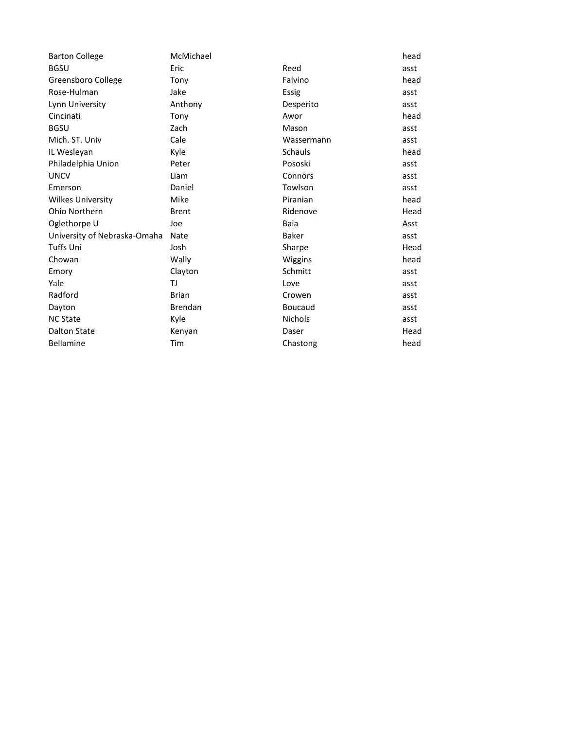| | | | |
|---|---|---|---|
| Barton College | McMichael | | head |
| BGSU | Eric | Reed | asst |
| Greensboro College | Tony | Falvino | head |
| Rose-Hulman | Jake | Essig | asst |
| Lynn University | Anthony | Desperito | asst |
| Cincinati | Tony | Awor | head |
| BGSU | Zach | Mason | asst |
| Mich. ST. Univ | Cale | Wassermann | asst |
| IL Wesleyan | Kyle | Schauls | head |
| Philadelphia Union | Peter | Pososki | asst |
| UNCV | Liam | Connors | asst |
| Emerson | Daniel | Towlson | asst |
| Wilkes University | Mike | Piranian | head |
| Ohio Northern | Brent | Ridenove | Head |
| Oglethorpe U | Joe | Baia | Asst |
| University of Nebraska-Omaha | Nate | Baker | asst |
| Tuffs Uni | Josh | Sharpe | Head |
| Chowan | Wally | Wiggins | head |
| Emory | Clayton | Schmitt | asst |
| Yale | TJ | Love | asst |
| Radford | Brian | Crowen | asst |
| Dayton | Brendan | Boucaud | asst |
| NC State | Kyle | Nichols | asst |
| Dalton State | Kenyan | Daser | Head |
| Bellamine | Tim | Chastong | head |